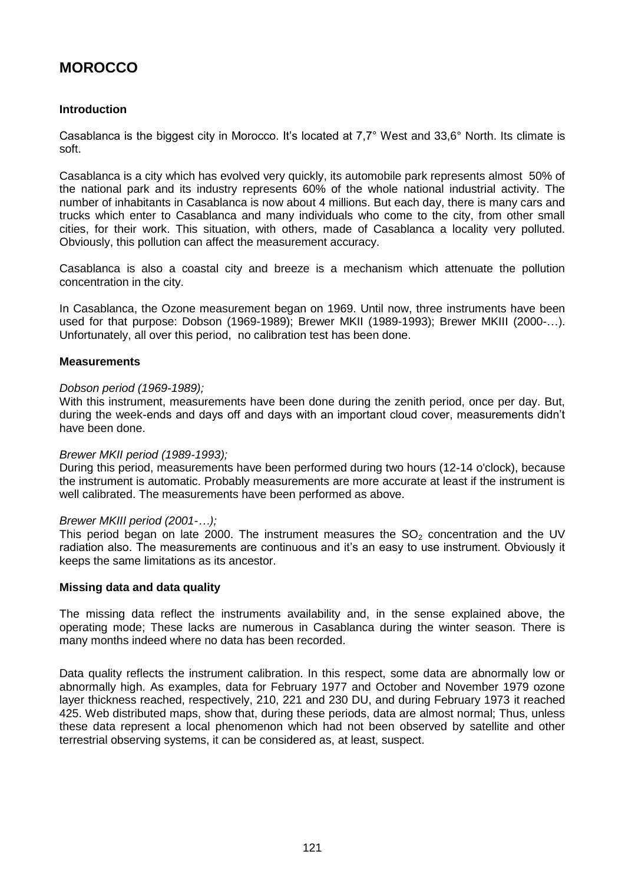# MOROCCO

### Introduction

Casablanca is the biggest city in Morocco. It's located at 7,7° West and 33,6° North. Its climate is soft.

Casablanca is a city which has evolved very quickly, its automobile park represents almost 50% of the national park and its industry represents 60% of the whole national industrial activity. The number of inhabitants in Casablanca is now about 4 millions. But each day, there is many cars and trucks which enter to Casablanca and many individuals who come to the city, from other small cities, for their work. This situation, with others, made of Casablanca a locality very polluted. Obviously, this pollution can affect the measurement accuracy.

Casablanca is also a coastal city and breeze is a mechanism which attenuate the pollution concentration in the city.

In Casablanca, the Ozone measurement began on 1969. Until now, three instruments have been used for that purpose: Dobson (1969-1989); Brewer MKII (1989-1993); Brewer MKIII (2000-…). Unfortunately, all over this period, no calibration test has been done.

### Measurements

*Dobson period (1969-1989);*

With this instrument, measurements have been done during the zenith period, once per day. But, during the week-ends and days off and days with an important cloud cover, measurements didn't have been done.

*Brewer MKII period (1989-1993);*

During this period, measurements have been performed during two hours (12-14 o'clock), because the instrument is automatic. Probably measurements are more accurate at least if the instrument is well calibrated. The measurements have been performed as above.

*Brewer MKIII period (2001-…);*

This period began on late 2000. The instrument measures the $SO_2$ concentration and the UV radiation also. The measurements are continuous and it's an easy to use instrument. Obviously it keeps the same limitations as its ancestor.

### Missing data and data quality

The missing data reflect the instruments availability and, in the sense explained above, the operating mode; These lacks are numerous in Casablanca during the winter season. There is many months indeed where no data has been recorded.

Data quality reflects the instrument calibration. In this respect, some data are abnormally low or abnormally high. As examples, data for February 1977 and October and November 1979 ozone layer thickness reached, respectively, 210, 221 and 230 DU, and during February 1973 it reached 425. Web distributed maps, show that, during these periods, data are almost normal; Thus, unless these data represent a local phenomenon which had not been observed by satellite and other terrestrial observing systems, it can be considered as, at least, suspect.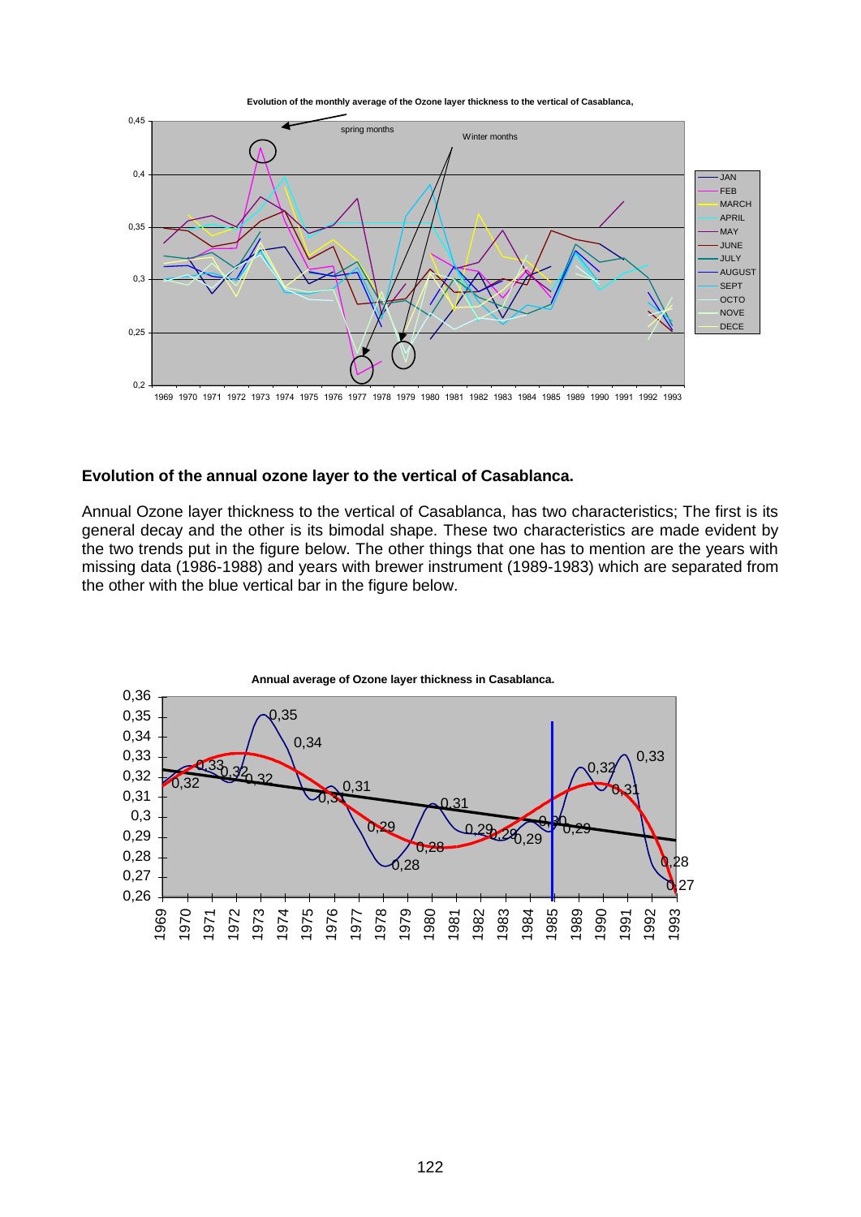**Evolution of the annual ozone layer to the vertical of Casablanca.**

Annual Ozone layer thickness to the vertical of Casablanca, has two characteristics; The first is its general decay and the other is its bimodal shape. These two characteristics are made evident by the two trends put in the figure below. The other things that one has to mention are the years with missing data (1986-1988) and years with brewer instrument (1989-1983) which are separated from the other with the blue vertical bar in the figure below.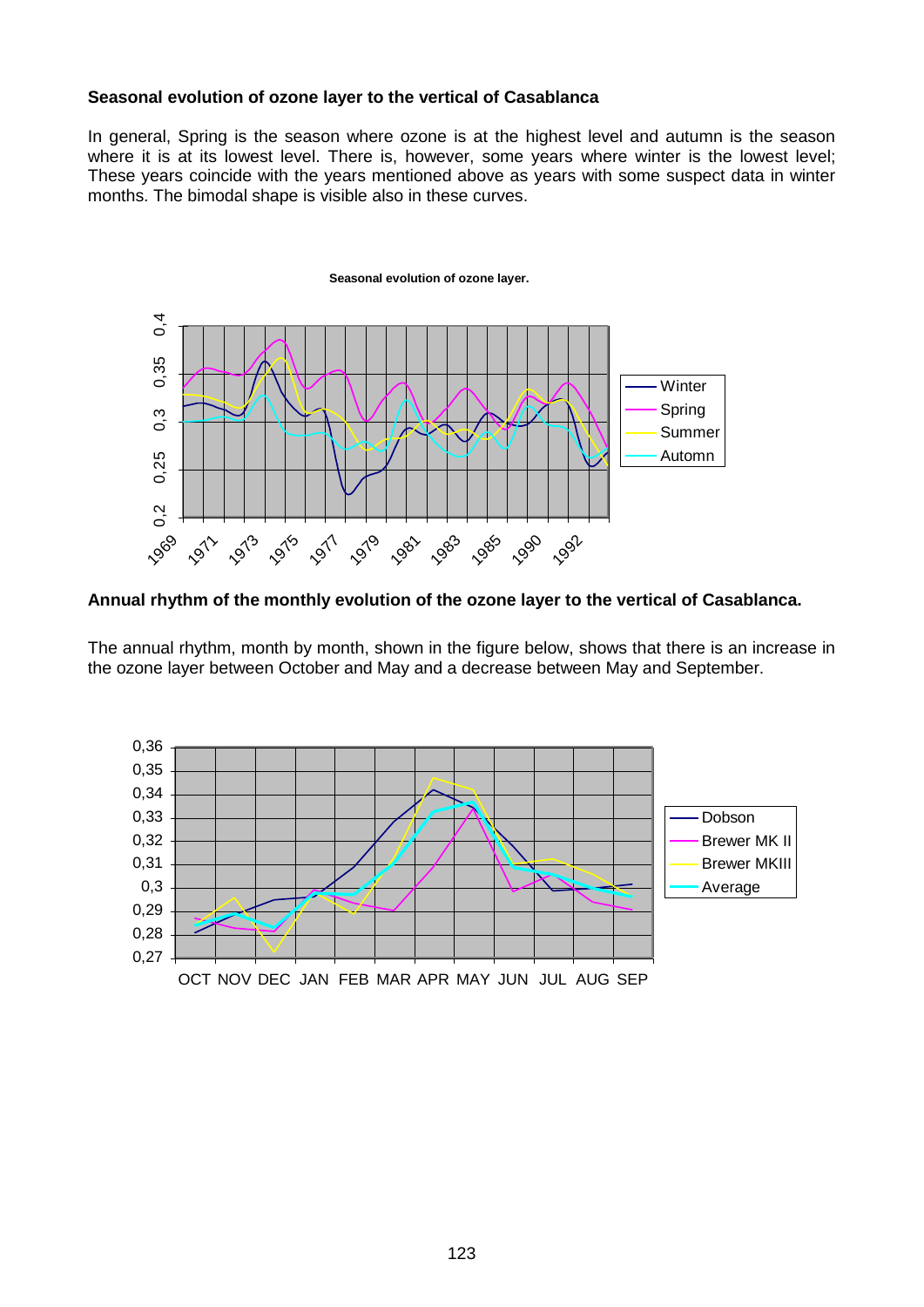**Seasonal evolution of ozone layer to the vertical of Casablanca**

In general, Spring is the season where ozone is at the highest level and autumn is the season where it is at its lowest level. There is, however, some years where winter is the lowest level; These years coincide with the years mentioned above as years with some suspect data in winter months. The bimodal shape is visible also in these curves.

**Annual rhythm of the monthly evolution of the ozone layer to the vertical of Casablanca.**

The annual rhythm, month by month, shown in the figure below, shows that there is an increase in the ozone layer between October and May and a decrease between May and September.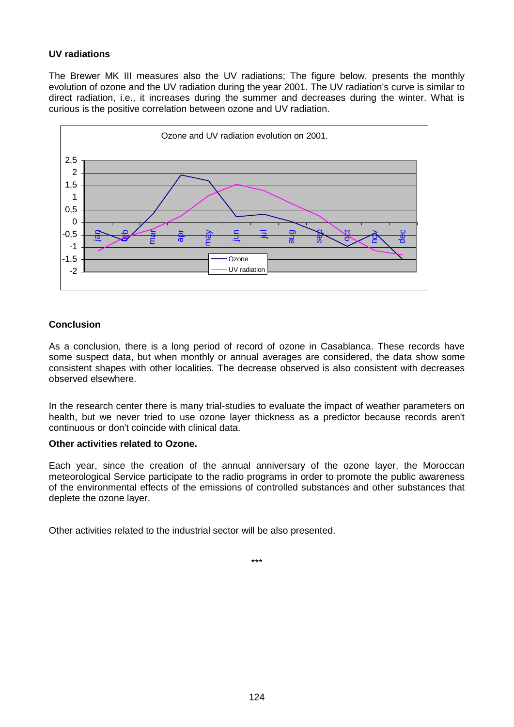**UV radiations**

The Brewer MK III measures also the UV radiations; The figure below, presents the monthly evolution of ozone and the UV radiation during the year 2001. The UV radiation's curve is similar to direct radiation, i.e., it increases during the summer and decreases during the winter. What is curious is the positive correlation between ozone and UV radiation.

Ozone and UV radiation evolution on 2001.

2,5
2
1,5
1
0,5
0
-0,5
-1
-1,5
-2

jan feb mar apr may jun jul aug sep oct nov dec

Ozone
UV radiation

**Conclusion**

As a conclusion, there is a long period of record of ozone in Casablanca. These records have some suspect data, but when monthly or annual averages are considered, the data show some consistent shapes with other localities. The decrease observed is also consistent with decreases observed elsewhere.

In the research center there is many trial-studies to evaluate the impact of weather parameters on health, but we never tried to use ozone layer thickness as a predictor because records aren't continuous or don't coincide with clinical data.

**Other activities related to Ozone.**

Each year, since the creation of the annual anniversary of the ozone layer, the Moroccan meteorological Service participate to the radio programs in order to promote the public awareness of the environmental effects of the emissions of controlled substances and other substances that deplete the ozone layer.

Other activities related to the industrial sector will be also presented.

\*\*\*